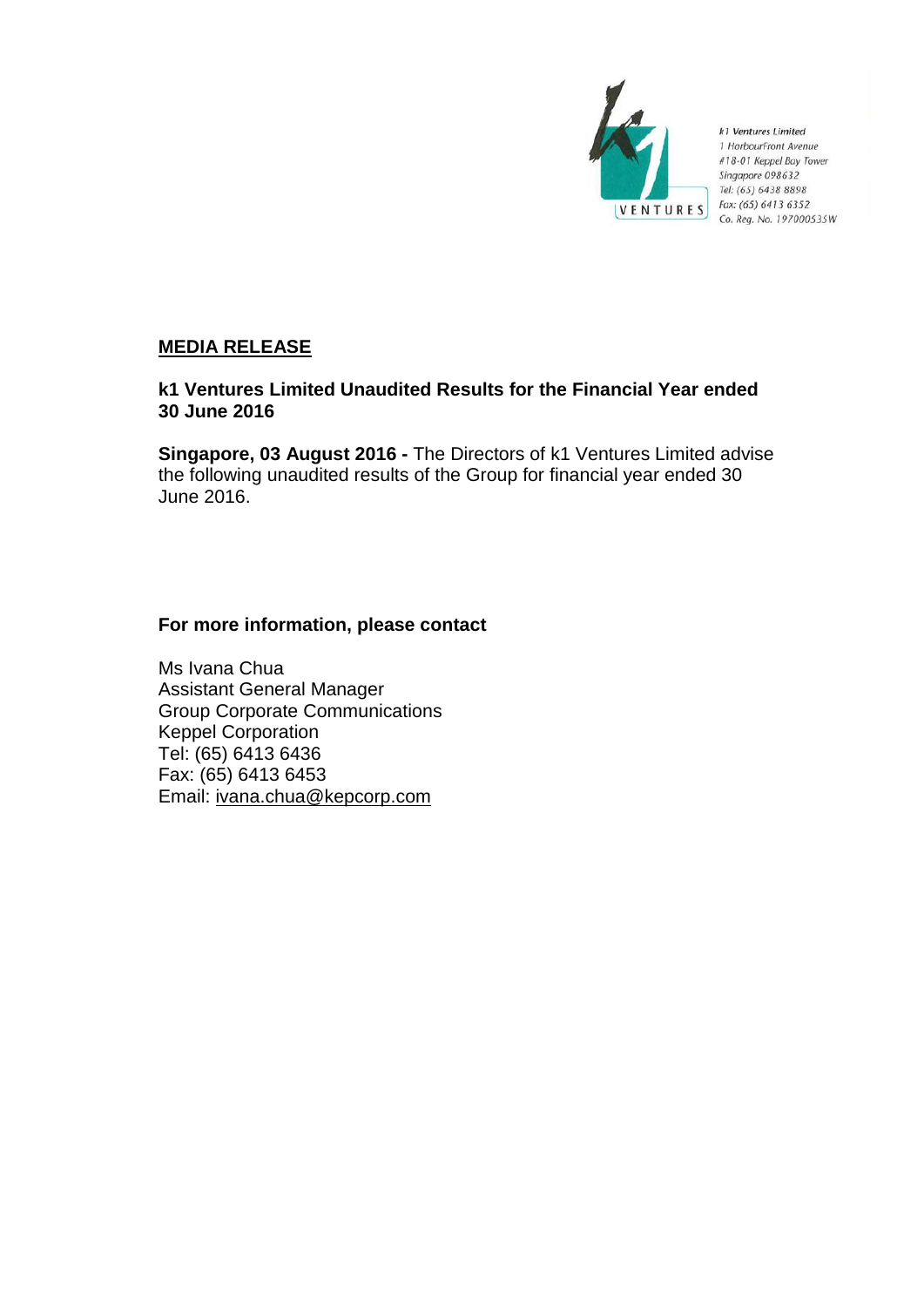k1 Ventures Limited
1 HarbourFront Avenue
#18-01 Keppel Bay Tower
Singapore 098632
Tel: (65) 6438 8898
Fax: (65) 6413 6352
Co. Reg. No. 197000535W

**MEDIA RELEASE**

**k1 Ventures Limited Unaudited Results for the Financial Year ended 30 June 2016**

**Singapore, 03 August 2016 -** The Directors of k1 Ventures Limited advise the following unaudited results of the Group for financial year ended 30 June 2016.

**For more information, please contact**

Ms Ivana Chua
Assistant General Manager
Group Corporate Communications
Keppel Corporation
Tel: (65) 6413 6436
Fax: (65) 6413 6453
Email: ivana.chua@kepcorp.com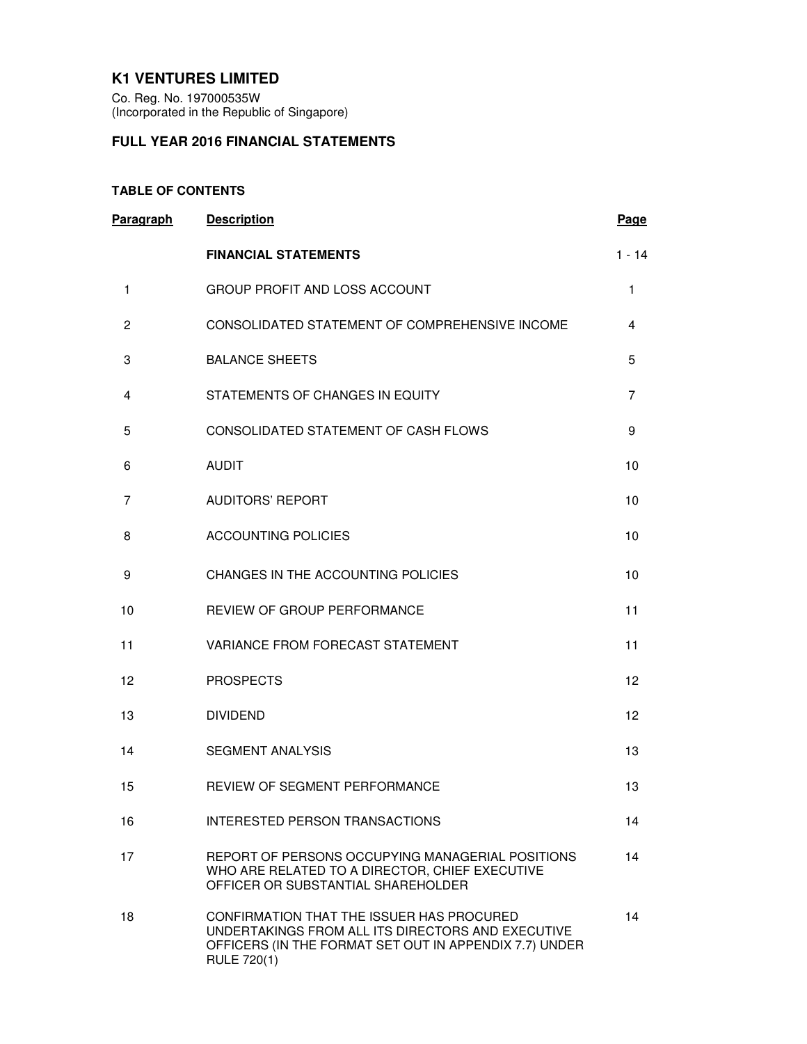# K1 VENTURES LIMITED

Co. Reg. No. 197000535W
(Incorporated in the Republic of Singapore)

## FULL YEAR 2016 FINANCIAL STATEMENTS

### TABLE OF CONTENTS

| Paragraph | Description | Page |
|---|---|---|
| | **FINANCIAL STATEMENTS** | 1 - 14 |
| 1 | GROUP PROFIT AND LOSS ACCOUNT | 1 |
| 2 | CONSOLIDATED STATEMENT OF COMPREHENSIVE INCOME | 4 |
| 3 | BALANCE SHEETS | 5 |
| 4 | STATEMENTS OF CHANGES IN EQUITY | 7 |
| 5 | CONSOLIDATED STATEMENT OF CASH FLOWS | 9 |
| 6 | AUDIT | 10 |
| 7 | AUDITORS' REPORT | 10 |
| 8 | ACCOUNTING POLICIES | 10 |
| 9 | CHANGES IN THE ACCOUNTING POLICIES | 10 |
| 10 | REVIEW OF GROUP PERFORMANCE | 11 |
| 11 | VARIANCE FROM FORECAST STATEMENT | 11 |
| 12 | PROSPECTS | 12 |
| 13 | DIVIDEND | 12 |
| 14 | SEGMENT ANALYSIS | 13 |
| 15 | REVIEW OF SEGMENT PERFORMANCE | 13 |
| 16 | INTERESTED PERSON TRANSACTIONS | 14 |
| 17 | REPORT OF PERSONS OCCUPYING MANAGERIAL POSITIONS WHO ARE RELATED TO A DIRECTOR, CHIEF EXECUTIVE OFFICER OR SUBSTANTIAL SHAREHOLDER | 14 |
| 18 | CONFIRMATION THAT THE ISSUER HAS PROCURED UNDERTAKINGS FROM ALL ITS DIRECTORS AND EXECUTIVE OFFICERS (IN THE FORMAT SET OUT IN APPENDIX 7.7) UNDER RULE 720(1) | 14 |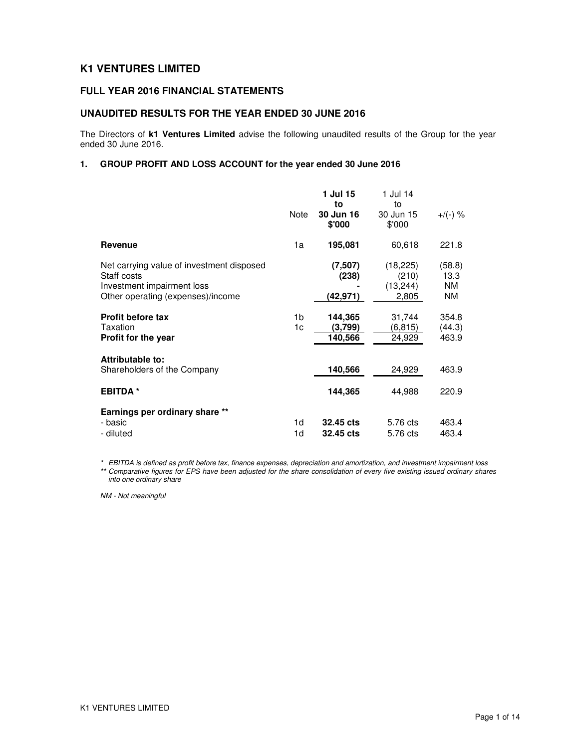# K1 VENTURES LIMITED

## FULL YEAR 2016 FINANCIAL STATEMENTS

## UNAUDITED RESULTS FOR THE YEAR ENDED 30 JUNE 2016

The Directors of **k1 Ventures Limited** advise the following unaudited results of the Group for the year ended 30 June 2016.

### 1. GROUP PROFIT AND LOSS ACCOUNT for the year ended 30 June 2016

| | Note | **1 Jul 15 to 30 Jun 16 $'000** | 1 Jul 14 to 30 Jun 15 $'000 | +/(-) % |
|---|---|---|---|---|
| **Revenue** | 1a | **195,081** | 60,618 | 221.8 |
| Net carrying value of investment disposed | | **(7,507)** | (18,225) | (58.8) |
| Staff costs | | **(238)** | (210) | 13.3 |
| Investment impairment loss | | **-** | (13,244) | NM |
| Other operating (expenses)/income | | **(42,971)** | 2,805 | NM |
| **Profit before tax** | 1b | **144,365** | 31,744 | 354.8 |
| Taxation | 1c | **(3,799)** | (6,815) | (44.3) |
| **Profit for the year** | | **140,566** | 24,929 | 463.9 |
| **Attributable to:** | | | | |
| Shareholders of the Company | | **140,566** | 24,929 | 463.9 |
| **EBITDA \*** | | **144,365** | 44,988 | 220.9 |
| **Earnings per ordinary share \*\*** | | | | |
| - basic | 1d | **32.45 cts** | 5.76 cts | 463.4 |
| - diluted | 1d | **32.45 cts** | 5.76 cts | 463.4 |

*\* EBITDA is defined as profit before tax, finance expenses, depreciation and amortization, and investment impairment loss*

*\*\* Comparative figures for EPS have been adjusted for the share consolidation of every five existing issued ordinary shares into one ordinary share*

*NM - Not meaningful*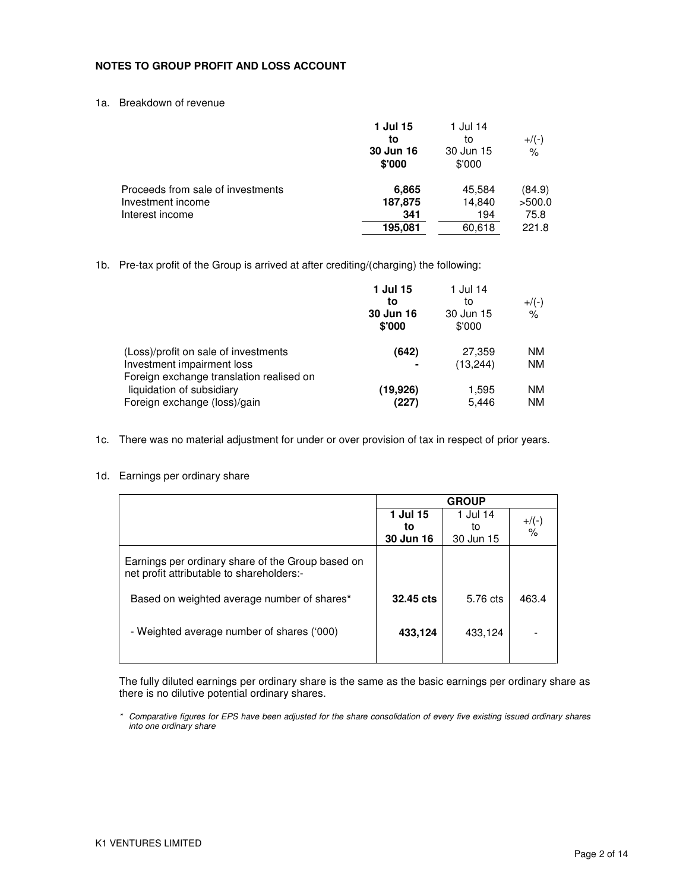**NOTES TO GROUP PROFIT AND LOSS ACCOUNT**

1a. Breakdown of revenue

| | 1 Jul 15 to 30 Jun 16 $'000 | 1 Jul 14 to 30 Jun 15 $'000 | +/(-) % |
|---|---|---|---|
| Proceeds from sale of investments | 6,865 | 45,584 | (84.9) |
| Investment income | 187,875 | 14,840 | >500.0 |
| Interest income | 341 | 194 | 75.8 |
| | 195,081 | 60,618 | 221.8 |

1b. Pre-tax profit of the Group is arrived at after crediting/(charging) the following:

| | 1 Jul 15 to 30 Jun 16 $'000 | 1 Jul 14 to 30 Jun 15 $'000 | +/(-) % |
|---|---|---|---|
| (Loss)/profit on sale of investments | (642) | 27,359 | NM |
| Investment impairment loss | - | (13,244) | NM |
| Foreign exchange translation realised on liquidation of subsidiary | (19,926) | 1,595 | NM |
| Foreign exchange (loss)/gain | (227) | 5,446 | NM |

1c. There was no material adjustment for under or over provision of tax in respect of prior years.

1d. Earnings per ordinary share

| | GROUP | | |
|---|---|---|---|
| | 1 Jul 15 to 30 Jun 16 | 1 Jul 14 to 30 Jun 15 | +/(-) % |
| Earnings per ordinary share of the Group based on net profit attributable to shareholders:- | | | |
| Based on weighted average number of shares* | 32.45 cts | 5.76 cts | 463.4 |
| - Weighted average number of shares ('000) | 433,124 | 433,124 | - |

The fully diluted earnings per ordinary share is the same as the basic earnings per ordinary share as there is no dilutive potential ordinary shares.

\* *Comparative figures for EPS have been adjusted for the share consolidation of every five existing issued ordinary shares into one ordinary share*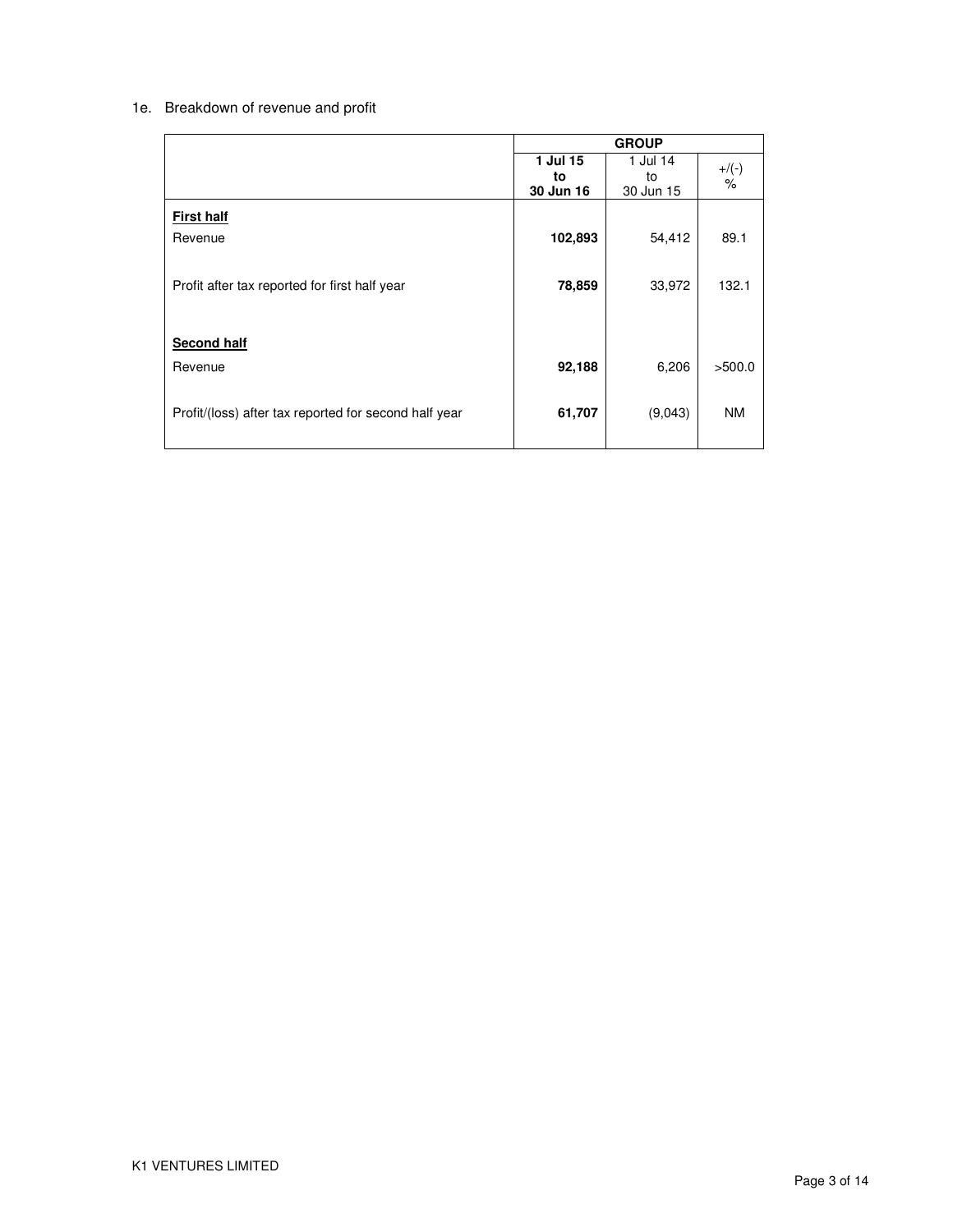1e. Breakdown of revenue and profit

| | GROUP | | |
|---|---|---|---|
| | **1 Jul 15 to 30 Jun 16** | 1 Jul 14 to 30 Jun 15 | +/(-) % |
| **First half** | | | |
| Revenue | **102,893** | 54,412 | 89.1 |
| Profit after tax reported for first half year | **78,859** | 33,972 | 132.1 |
| **Second half** | | | |
| Revenue | **92,188** | 6,206 | >500.0 |
| Profit/(loss) after tax reported for second half year | **61,707** | (9,043) | NM |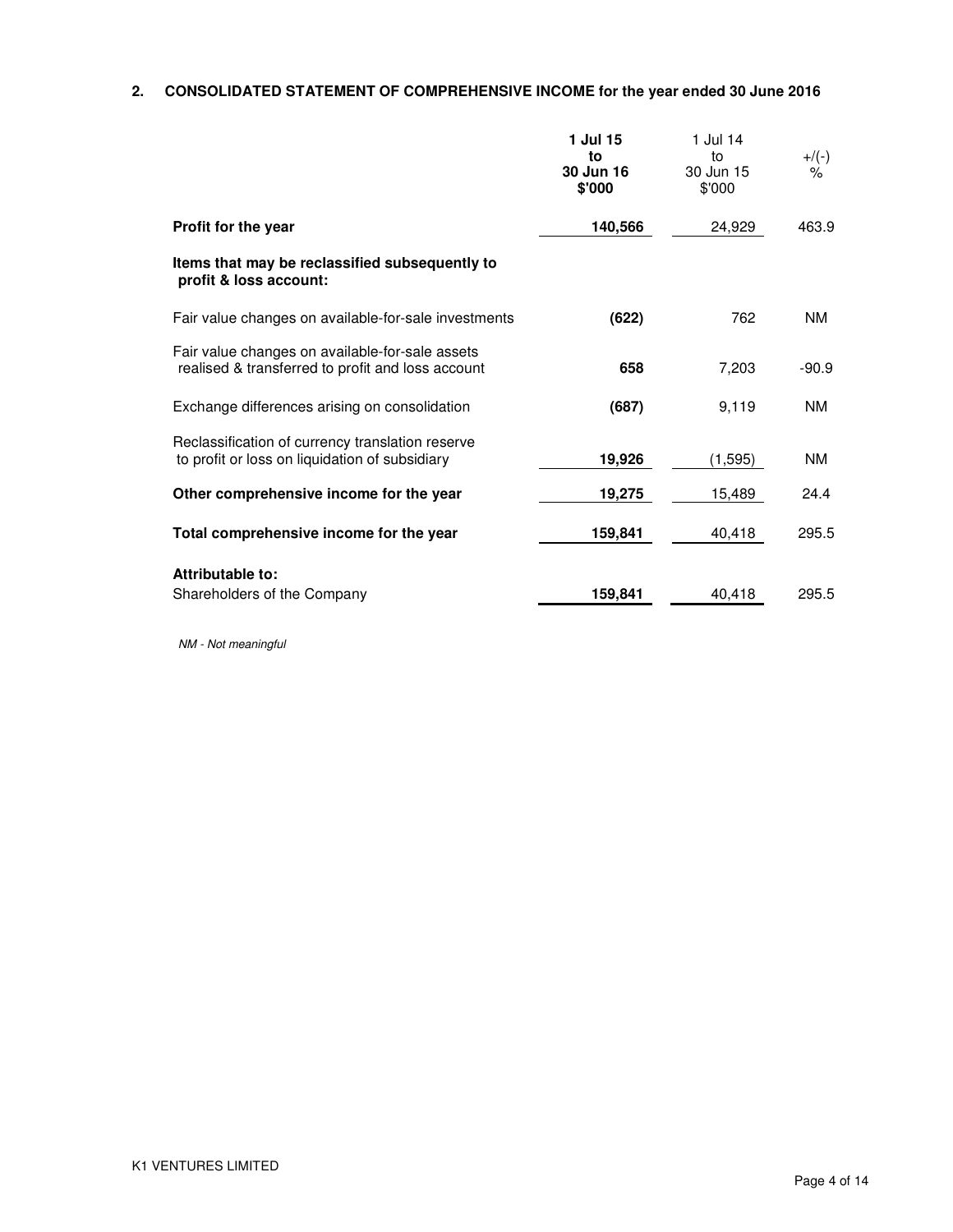## 2. CONSOLIDATED STATEMENT OF COMPREHENSIVE INCOME for the year ended 30 June 2016

| | **1 Jul 15 to 30 Jun 16 $'000** | 1 Jul 14 to 30 Jun 15 $'000 | +/(-) % |
|---|---|---|---|
| **Profit for the year** | **140,566** | 24,929 | 463.9 |
| **Items that may be reclassified subsequently to profit & loss account:** | | | |
| Fair value changes on available-for-sale investments | **(622)** | 762 | NM |
| Fair value changes on available-for-sale assets realised & transferred to profit and loss account | **658** | 7,203 | -90.9 |
| Exchange differences arising on consolidation | **(687)** | 9,119 | NM |
| Reclassification of currency translation reserve to profit or loss on liquidation of subsidiary | **19,926** | (1,595) | NM |
| **Other comprehensive income for the year** | **19,275** | 15,489 | 24.4 |
| **Total comprehensive income for the year** | **159,841** | 40,418 | 295.5 |
| **Attributable to:** | | | |
| Shareholders of the Company | **159,841** | 40,418 | 295.5 |

*NM - Not meaningful*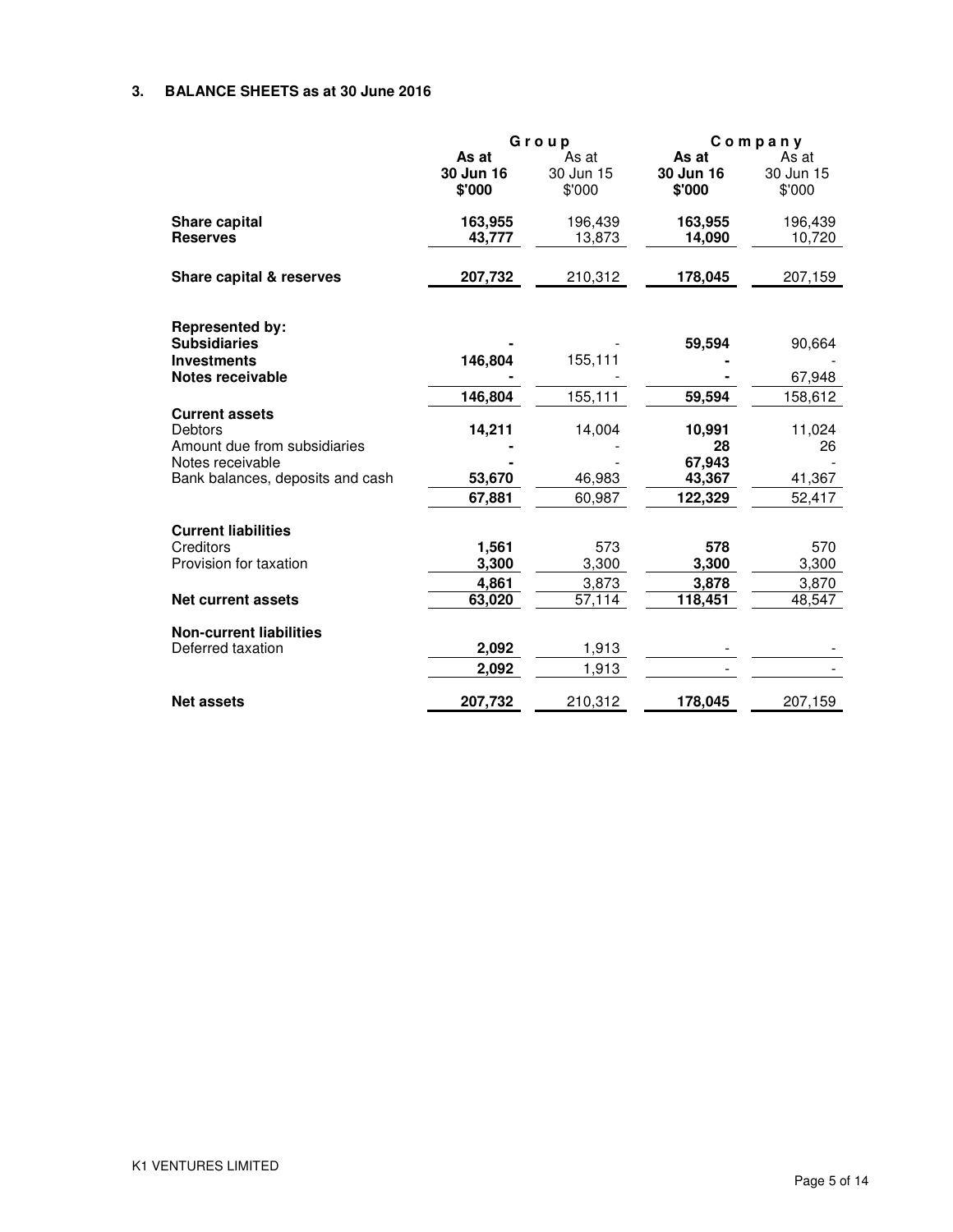## 3. BALANCE SHEETS as at 30 June 2016

| | Group | | Company | |
|---|---|---|---|---|
| | **As at 30 Jun 16 $'000** | As at 30 Jun 15 $'000 | **As at 30 Jun 16 $'000** | As at 30 Jun 15 $'000 |
| **Share capital** | **163,955** | 196,439 | **163,955** | 196,439 |
| **Reserves** | **43,777** | 13,873 | **14,090** | 10,720 |
| **Share capital & reserves** | **207,732** | 210,312 | **178,045** | 207,159 |
| **Represented by:** | | | | |
| **Subsidiaries** | **-** | - | **59,594** | 90,664 |
| **Investments** | **146,804** | 155,111 | **-** | - |
| **Notes receivable** | **-** | - | **-** | 67,948 |
| | **146,804** | 155,111 | **59,594** | 158,612 |
| **Current assets** | | | | |
| Debtors | **14,211** | 14,004 | **10,991** | 11,024 |
| Amount due from subsidiaries | **-** | - | **28** | 26 |
| Notes receivable | **-** | - | **67,943** | - |
| Bank balances, deposits and cash | **53,670** | 46,983 | **43,367** | 41,367 |
| | **67,881** | 60,987 | **122,329** | 52,417 |
| **Current liabilities** | | | | |
| Creditors | **1,561** | 573 | **578** | 570 |
| Provision for taxation | **3,300** | 3,300 | **3,300** | 3,300 |
| | **4,861** | 3,873 | **3,878** | 3,870 |
| **Net current assets** | **63,020** | 57,114 | **118,451** | 48,547 |
| **Non-current liabilities** | | | | |
| Deferred taxation | **2,092** | 1,913 | - | - |
| | **2,092** | 1,913 | - | - |
| **Net assets** | **207,732** | 210,312 | **178,045** | 207,159 |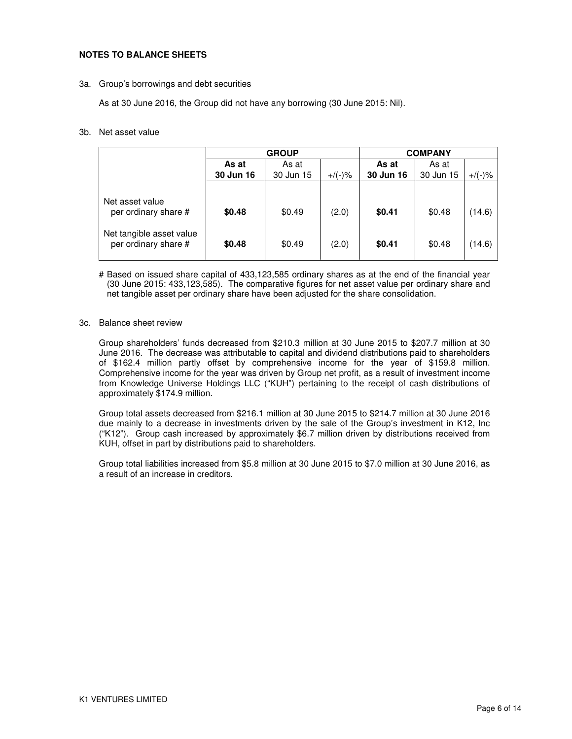## NOTES TO BALANCE SHEETS

3a. Group's borrowings and debt securities

As at 30 June 2016, the Group did not have any borrowing (30 June 2015: Nil).

3b. Net asset value

| | GROUP | | | COMPANY | | |
|---|---|---|---|---|---|---|
| | **As at 30 Jun 16** | As at 30 Jun 15 | +/(-)% | **As at 30 Jun 16** | As at 30 Jun 15 | +/(-)% |
| Net asset value per ordinary share # | **$0.48** | $0.49 | (2.0) | **$0.41** | $0.48 | (14.6) |
| Net tangible asset value per ordinary share # | **$0.48** | $0.49 | (2.0) | **$0.41** | $0.48 | (14.6) |

# Based on issued share capital of 433,123,585 ordinary shares as at the end of the financial year (30 June 2015: 433,123,585). The comparative figures for net asset value per ordinary share and net tangible asset per ordinary share have been adjusted for the share consolidation.

3c. Balance sheet review

Group shareholders' funds decreased from $210.3 million at 30 June 2015 to $207.7 million at 30 June 2016. The decrease was attributable to capital and dividend distributions paid to shareholders of $162.4 million partly offset by comprehensive income for the year of $159.8 million. Comprehensive income for the year was driven by Group net profit, as a result of investment income from Knowledge Universe Holdings LLC ("KUH") pertaining to the receipt of cash distributions of approximately $174.9 million.

Group total assets decreased from $216.1 million at 30 June 2015 to $214.7 million at 30 June 2016 due mainly to a decrease in investments driven by the sale of the Group's investment in K12, Inc ("K12"). Group cash increased by approximately $6.7 million driven by distributions received from KUH, offset in part by distributions paid to shareholders.

Group total liabilities increased from $5.8 million at 30 June 2015 to $7.0 million at 30 June 2016, as a result of an increase in creditors.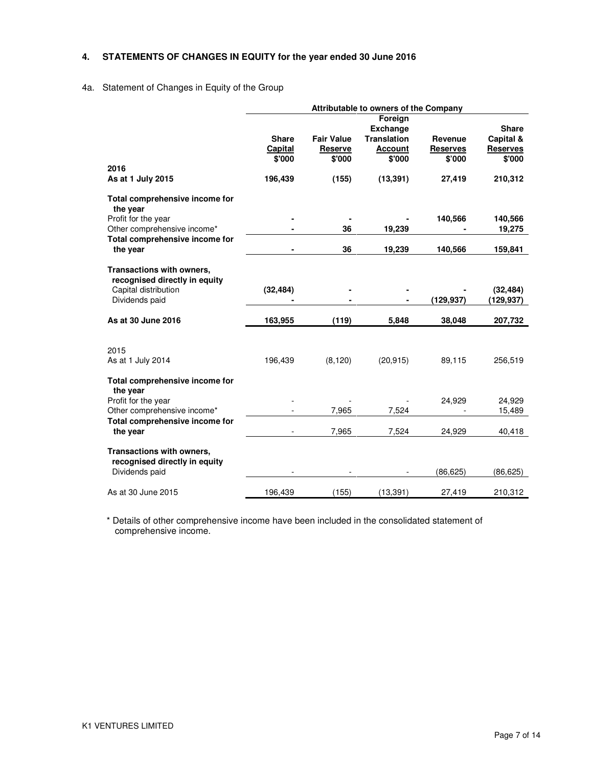## 4. STATEMENTS OF CHANGES IN EQUITY for the year ended 30 June 2016

### 4a. Statement of Changes in Equity of the Group

| | Attributable to owners of the Company | | | | |
|---|---|---|---|---|---|
| | Share Capital $'000 | Fair Value Reserve $'000 | Foreign Exchange Translation Account $'000 | Revenue Reserves $'000 | Share Capital & Reserves $'000 |
| **2016** | | | | | |
| **As at 1 July 2015** | **196,439** | **(155)** | **(13,391)** | **27,419** | **210,312** |
| **Total comprehensive income for the year** | | | | | |
| Profit for the year | **-** | **-** | **-** | **140,566** | **140,566** |
| Other comprehensive income* | **-** | **36** | **19,239** | **-** | **19,275** |
| **Total comprehensive income for the year** | **-** | **36** | **19,239** | **140,566** | **159,841** |
| **Transactions with owners, recognised directly in equity** | | | | | |
| Capital distribution | **(32,484)** | **-** | **-** | **-** | **(32,484)** |
| Dividends paid | **-** | **-** | **-** | **(129,937)** | **(129,937)** |
| **As at 30 June 2016** | **163,955** | **(119)** | **5,848** | **38,048** | **207,732** |
| 2015 | | | | | |
| As at 1 July 2014 | 196,439 | (8,120) | (20,915) | 89,115 | 256,519 |
| **Total comprehensive income for the year** | | | | | |
| Profit for the year | - | - | - | 24,929 | 24,929 |
| Other comprehensive income* | - | 7,965 | 7,524 | - | 15,489 |
| **Total comprehensive income for the year** | - | 7,965 | 7,524 | 24,929 | 40,418 |
| **Transactions with owners, recognised directly in equity** | | | | | |
| Dividends paid | - | - | - | (86,625) | (86,625) |
| As at 30 June 2015 | 196,439 | (155) | (13,391) | 27,419 | 210,312 |

\* Details of other comprehensive income have been included in the consolidated statement of comprehensive income.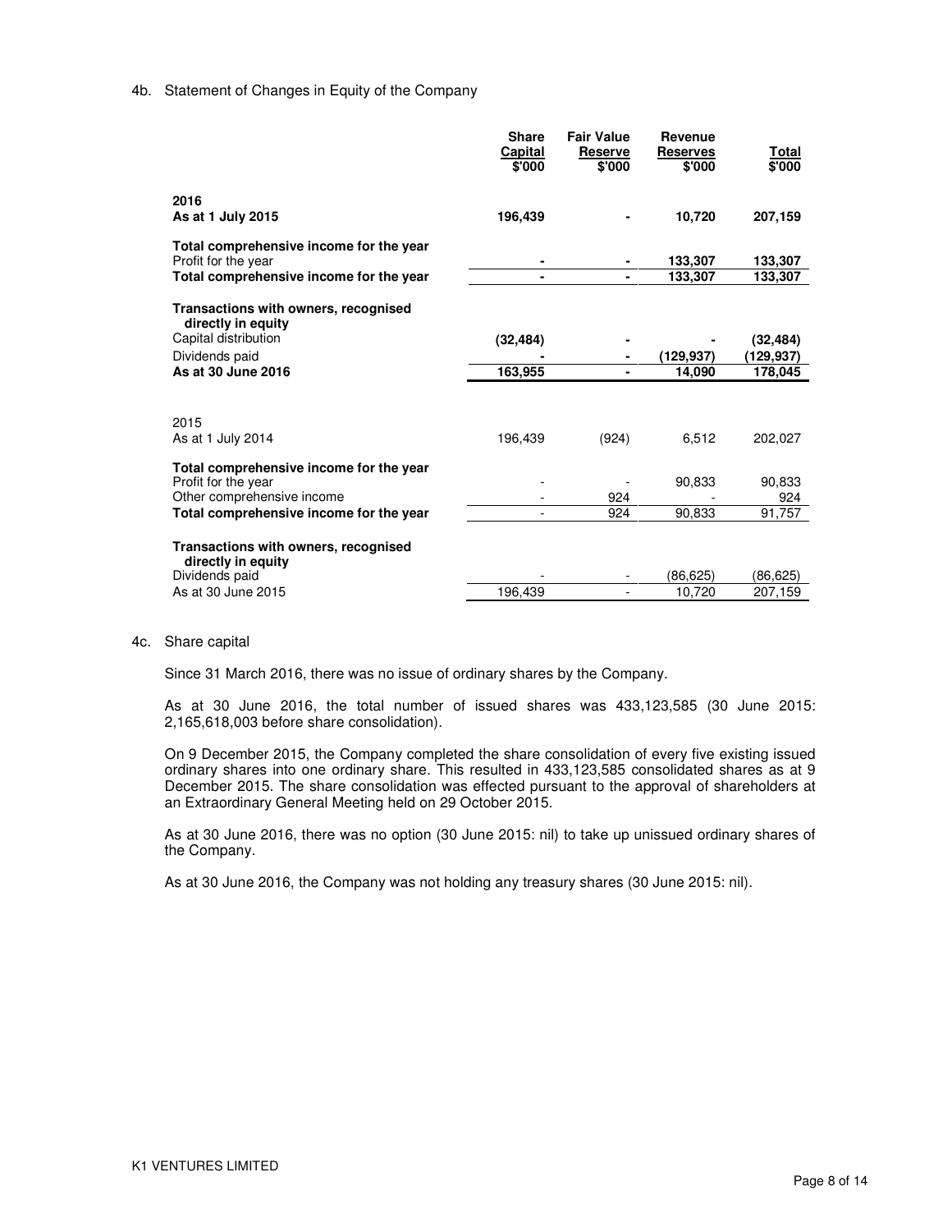4b. Statement of Changes in Equity of the Company

| | Share Capital $'000 | Fair Value Reserve $'000 | Revenue Reserves $'000 | Total $'000 |
|---|---|---|---|---|
| **2016** | | | | |
| **As at 1 July 2015** | **196,439** | **-** | **10,720** | **207,159** |
| **Total comprehensive income for the year** | | | | |
| Profit for the year | **-** | **-** | **133,307** | **133,307** |
| **Total comprehensive income for the year** | **-** | **-** | **133,307** | **133,307** |
| **Transactions with owners, recognised directly in equity** | | | | |
| Capital distribution | **(32,484)** | **-** | **-** | **(32,484)** |
| Dividends paid | **-** | **-** | **(129,937)** | **(129,937)** |
| **As at 30 June 2016** | **163,955** | **-** | **14,090** | **178,045** |
| 2015 | | | | |
| As at 1 July 2014 | 196,439 | (924) | 6,512 | 202,027 |
| **Total comprehensive income for the year** | | | | |
| Profit for the year | - | - | 90,833 | 90,833 |
| Other comprehensive income | - | 924 | - | 924 |
| **Total comprehensive income for the year** | - | 924 | 90,833 | 91,757 |
| **Transactions with owners, recognised directly in equity** | | | | |
| Dividends paid | - | - | (86,625) | (86,625) |
| As at 30 June 2015 | 196,439 | - | 10,720 | 207,159 |

4c. Share capital

Since 31 March 2016, there was no issue of ordinary shares by the Company.

As at 30 June 2016, the total number of issued shares was 433,123,585 (30 June 2015: 2,165,618,003 before share consolidation).

On 9 December 2015, the Company completed the share consolidation of every five existing issued ordinary shares into one ordinary share. This resulted in 433,123,585 consolidated shares as at 9 December 2015. The share consolidation was effected pursuant to the approval of shareholders at an Extraordinary General Meeting held on 29 October 2015.

As at 30 June 2016, there was no option (30 June 2015: nil) to take up unissued ordinary shares of the Company.

As at 30 June 2016, the Company was not holding any treasury shares (30 June 2015: nil).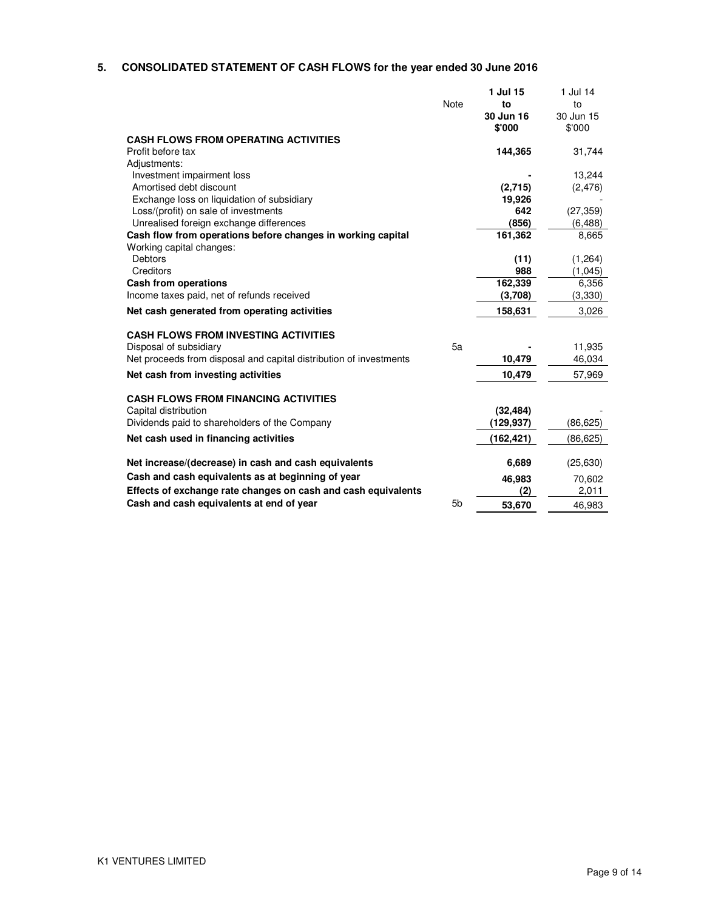## 5. CONSOLIDATED STATEMENT OF CASH FLOWS for the year ended 30 June 2016

| | Note | **1 Jul 15 to 30 Jun 16 $'000** | 1 Jul 14 to 30 Jun 15 $'000 |
|---|---|---|---|
| **CASH FLOWS FROM OPERATING ACTIVITIES** | | | |
| Profit before tax | | **144,365** | 31,744 |
| Adjustments: | | | |
| Investment impairment loss | | **-** | 13,244 |
| Amortised debt discount | | **(2,715)** | (2,476) |
| Exchange loss on liquidation of subsidiary | | **19,926** | - |
| Loss/(profit) on sale of investments | | **642** | (27,359) |
| Unrealised foreign exchange differences | | **(856)** | (6,488) |
| **Cash flow from operations before changes in working capital** | | **161,362** | 8,665 |
| Working capital changes: | | | |
| Debtors | | **(11)** | (1,264) |
| Creditors | | **988** | (1,045) |
| **Cash from operations** | | **162,339** | 6,356 |
| Income taxes paid, net of refunds received | | **(3,708)** | (3,330) |
| **Net cash generated from operating activities** | | **158,631** | 3,026 |
| **CASH FLOWS FROM INVESTING ACTIVITIES** | | | |
| Disposal of subsidiary | 5a | **-** | 11,935 |
| Net proceeds from disposal and capital distribution of investments | | **10,479** | 46,034 |
| **Net cash from investing activities** | | **10,479** | 57,969 |
| **CASH FLOWS FROM FINANCING ACTIVITIES** | | | |
| Capital distribution | | **(32,484)** | - |
| Dividends paid to shareholders of the Company | | **(129,937)** | (86,625) |
| **Net cash used in financing activities** | | **(162,421)** | (86,625) |
| **Net increase/(decrease) in cash and cash equivalents** | | **6,689** | (25,630) |
| **Cash and cash equivalents as at beginning of year** | | **46,983** | 70,602 |
| **Effects of exchange rate changes on cash and cash equivalents** | | **(2)** | 2,011 |
| **Cash and cash equivalents at end of year** | 5b | **53,670** | 46,983 |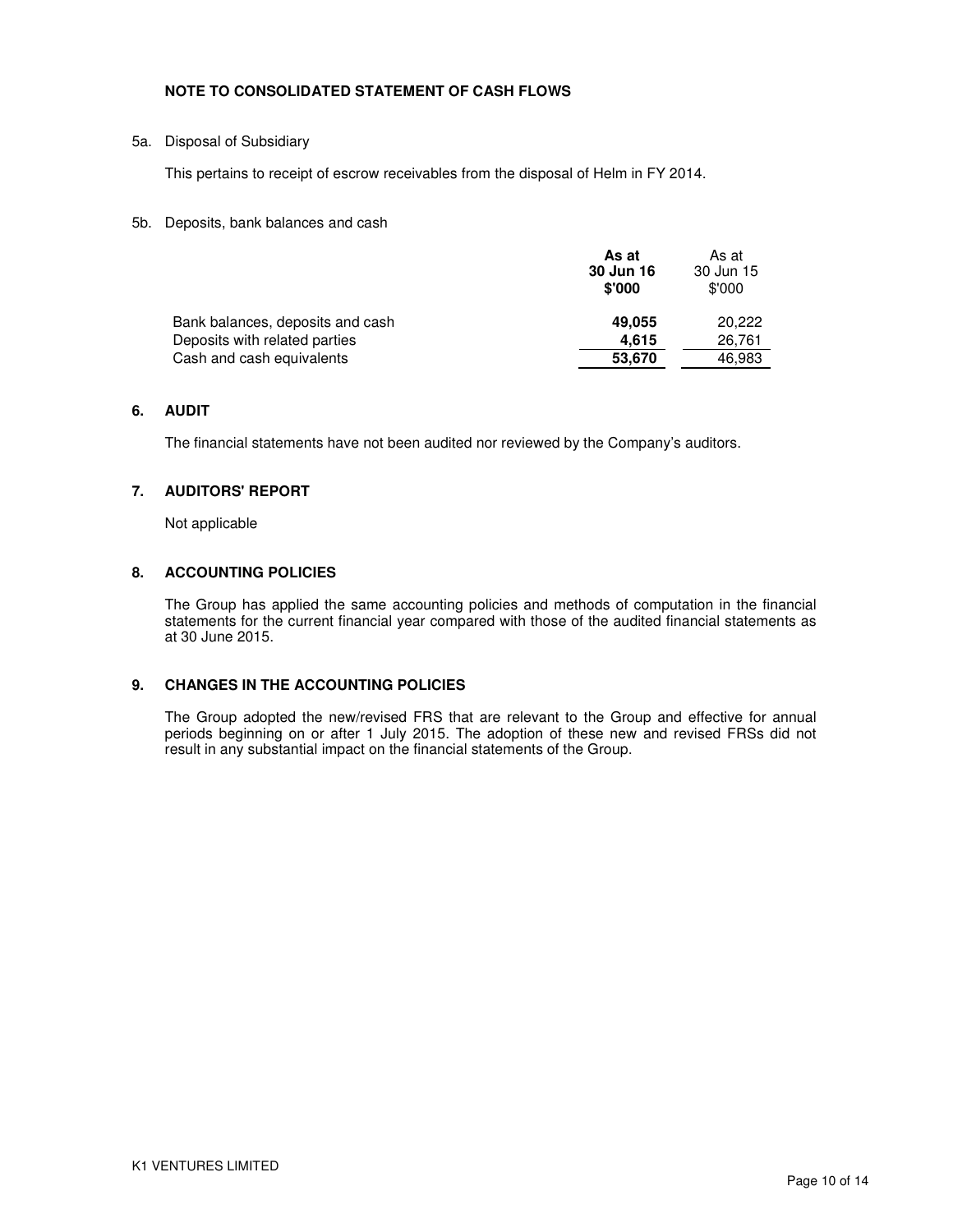## NOTE TO CONSOLIDATED STATEMENT OF CASH FLOWS

5a. Disposal of Subsidiary

This pertains to receipt of escrow receivables from the disposal of Helm in FY 2014.

5b. Deposits, bank balances and cash

| | **As at 30 Jun 16 $'000** | As at 30 Jun 15 $'000 |
|---|---|---|
| Bank balances, deposits and cash | **49,055** | 20,222 |
| Deposits with related parties | **4,615** | 26,761 |
| Cash and cash equivalents | **53,670** | 46,983 |

## 6. AUDIT

The financial statements have not been audited nor reviewed by the Company's auditors.

## 7. AUDITORS' REPORT

Not applicable

## 8. ACCOUNTING POLICIES

The Group has applied the same accounting policies and methods of computation in the financial statements for the current financial year compared with those of the audited financial statements as at 30 June 2015.

## 9. CHANGES IN THE ACCOUNTING POLICIES

The Group adopted the new/revised FRS that are relevant to the Group and effective for annual periods beginning on or after 1 July 2015. The adoption of these new and revised FRSs did not result in any substantial impact on the financial statements of the Group.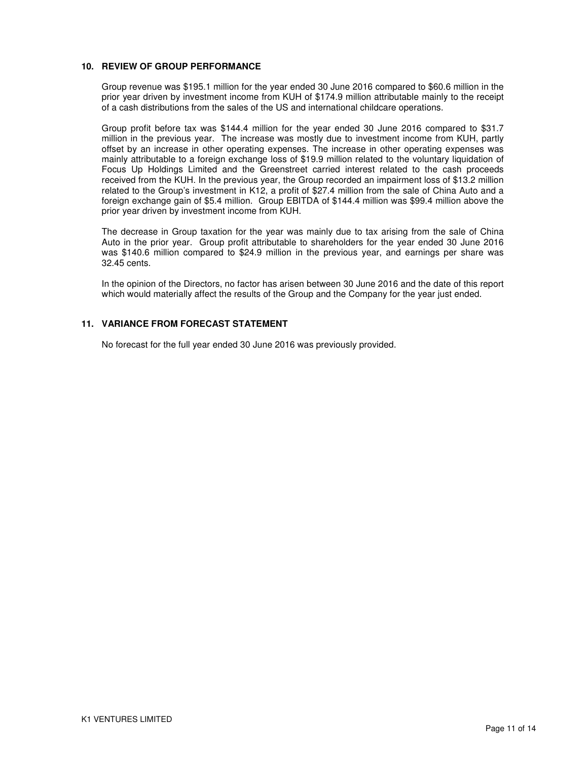## 10. REVIEW OF GROUP PERFORMANCE

Group revenue was $195.1 million for the year ended 30 June 2016 compared to $60.6 million in the prior year driven by investment income from KUH of $174.9 million attributable mainly to the receipt of a cash distributions from the sales of the US and international childcare operations.

Group profit before tax was $144.4 million for the year ended 30 June 2016 compared to $31.7 million in the previous year. The increase was mostly due to investment income from KUH, partly offset by an increase in other operating expenses. The increase in other operating expenses was mainly attributable to a foreign exchange loss of $19.9 million related to the voluntary liquidation of Focus Up Holdings Limited and the Greenstreet carried interest related to the cash proceeds received from the KUH. In the previous year, the Group recorded an impairment loss of $13.2 million related to the Group's investment in K12, a profit of $27.4 million from the sale of China Auto and a foreign exchange gain of $5.4 million. Group EBITDA of $144.4 million was $99.4 million above the prior year driven by investment income from KUH.

The decrease in Group taxation for the year was mainly due to tax arising from the sale of China Auto in the prior year. Group profit attributable to shareholders for the year ended 30 June 2016 was $140.6 million compared to $24.9 million in the previous year, and earnings per share was 32.45 cents.

In the opinion of the Directors, no factor has arisen between 30 June 2016 and the date of this report which would materially affect the results of the Group and the Company for the year just ended.

## 11. VARIANCE FROM FORECAST STATEMENT

No forecast for the full year ended 30 June 2016 was previously provided.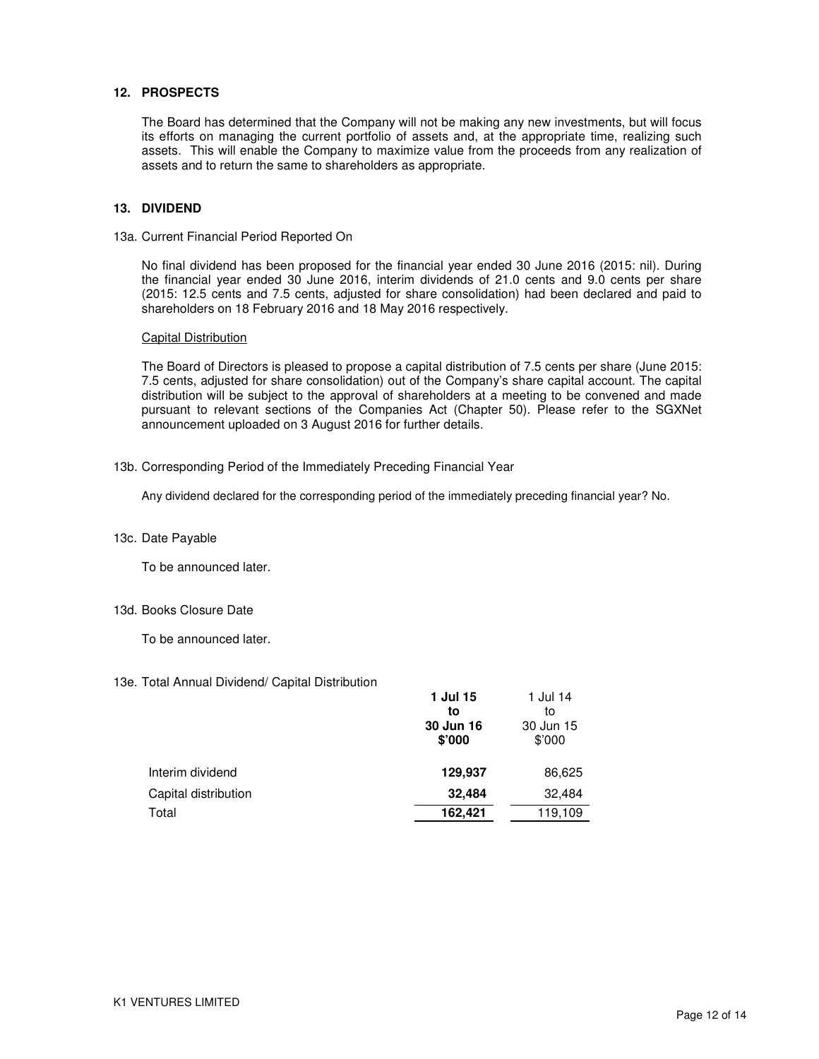## 12. PROSPECTS

The Board has determined that the Company will not be making any new investments, but will focus its efforts on managing the current portfolio of assets and, at the appropriate time, realizing such assets. This will enable the Company to maximize value from the proceeds from any realization of assets and to return the same to shareholders as appropriate.

## 13. DIVIDEND

13a. Current Financial Period Reported On

No final dividend has been proposed for the financial year ended 30 June 2016 (2015: nil). During the financial year ended 30 June 2016, interim dividends of 21.0 cents and 9.0 cents per share (2015: 12.5 cents and 7.5 cents, adjusted for share consolidation) had been declared and paid to shareholders on 18 February 2016 and 18 May 2016 respectively.

Capital Distribution

The Board of Directors is pleased to propose a capital distribution of 7.5 cents per share (June 2015: 7.5 cents, adjusted for share consolidation) out of the Company's share capital account. The capital distribution will be subject to the approval of shareholders at a meeting to be convened and made pursuant to relevant sections of the Companies Act (Chapter 50). Please refer to the SGXNet announcement uploaded on 3 August 2016 for further details.

13b. Corresponding Period of the Immediately Preceding Financial Year

Any dividend declared for the corresponding period of the immediately preceding financial year? No.

13c. Date Payable

To be announced later.

13d. Books Closure Date

To be announced later.

13e. Total Annual Dividend/ Capital Distribution

| | **1 Jul 15 to 30 Jun 16 $'000** | 1 Jul 14 to 30 Jun 15 $'000 |
|---|---|---|
| Interim dividend | **129,937** | 86,625 |
| Capital distribution | **32,484** | 32,484 |
| Total | **162,421** | 119,109 |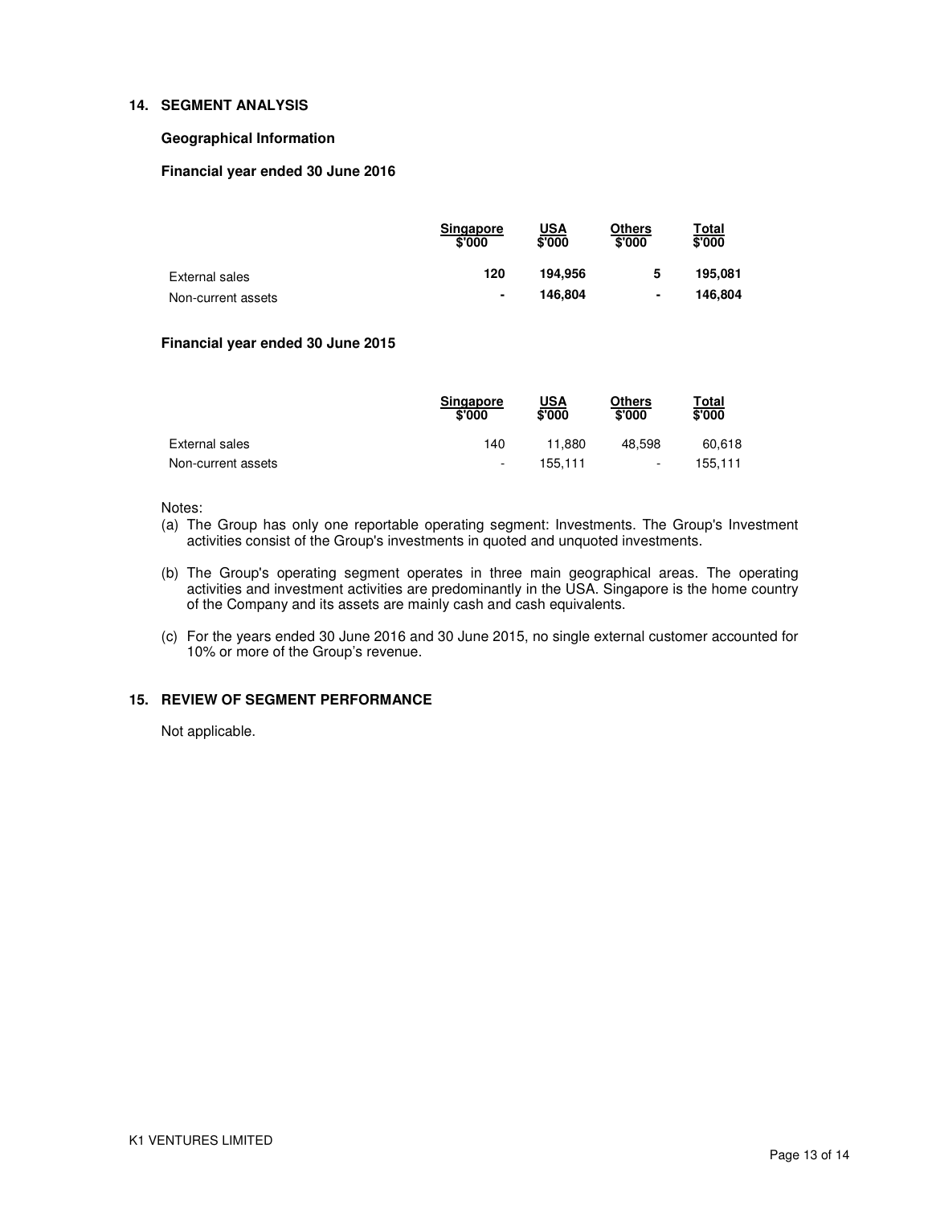## 14. SEGMENT ANALYSIS

### Geographical Information

**Financial year ended 30 June 2016**

| | Singapore $'000 | USA $'000 | Others $'000 | Total $'000 |
|---|---|---|---|---|
| External sales | **120** | **194,956** | **5** | **195,081** |
| Non-current assets | **-** | **146,804** | **-** | **146,804** |

**Financial year ended 30 June 2015**

| | Singapore $'000 | USA $'000 | Others $'000 | Total $'000 |
|---|---|---|---|---|
| External sales | 140 | 11,880 | 48,598 | 60,618 |
| Non-current assets | - | 155,111 | - | 155,111 |

Notes:

(a) The Group has only one reportable operating segment: Investments. The Group's Investment activities consist of the Group's investments in quoted and unquoted investments.

(b) The Group's operating segment operates in three main geographical areas. The operating activities and investment activities are predominantly in the USA. Singapore is the home country of the Company and its assets are mainly cash and cash equivalents.

(c) For the years ended 30 June 2016 and 30 June 2015, no single external customer accounted for 10% or more of the Group's revenue.

## 15. REVIEW OF SEGMENT PERFORMANCE

Not applicable.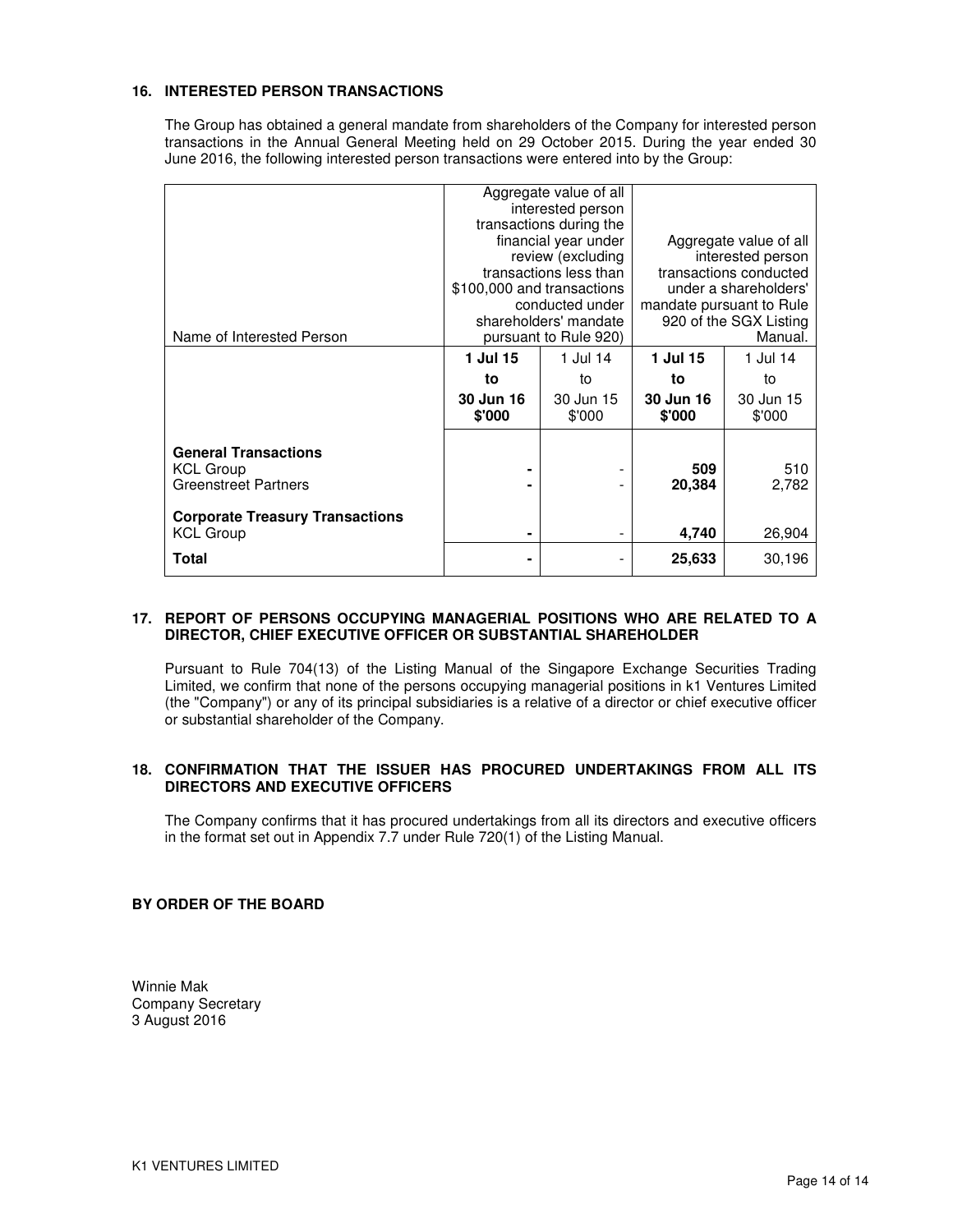## 16. INTERESTED PERSON TRANSACTIONS

The Group has obtained a general mandate from shareholders of the Company for interested person transactions in the Annual General Meeting held on 29 October 2015. During the year ended 30 June 2016, the following interested person transactions were entered into by the Group:

| Name of Interested Person | Aggregate value of all interested person transactions during the financial year under review (excluding transactions less than $100,000 and transactions conducted under shareholders' mandate pursuant to Rule 920) | | Aggregate value of all interested person transactions conducted under a shareholders' mandate pursuant to Rule 920 of the SGX Listing Manual. | |
|---|---|---|---|---|
| | **1 Jul 15 to 30 Jun 16 $'000** | 1 Jul 14 to 30 Jun 15 $'000 | **1 Jul 15 to 30 Jun 16 $'000** | 1 Jul 14 to 30 Jun 15 $'000 |
| **General Transactions** | | | | |
| KCL Group | **-** | - | **509** | 510 |
| Greenstreet Partners | **-** | - | **20,384** | 2,782 |
| **Corporate Treasury Transactions** | | | | |
| KCL Group | **-** | - | **4,740** | 26,904 |
| **Total** | **-** | - | **25,633** | 30,196 |

## 17. REPORT OF PERSONS OCCUPYING MANAGERIAL POSITIONS WHO ARE RELATED TO A DIRECTOR, CHIEF EXECUTIVE OFFICER OR SUBSTANTIAL SHAREHOLDER

Pursuant to Rule 704(13) of the Listing Manual of the Singapore Exchange Securities Trading Limited, we confirm that none of the persons occupying managerial positions in k1 Ventures Limited (the "Company") or any of its principal subsidiaries is a relative of a director or chief executive officer or substantial shareholder of the Company.

## 18. CONFIRMATION THAT THE ISSUER HAS PROCURED UNDERTAKINGS FROM ALL ITS DIRECTORS AND EXECUTIVE OFFICERS

The Company confirms that it has procured undertakings from all its directors and executive officers in the format set out in Appendix 7.7 under Rule 720(1) of the Listing Manual.

**BY ORDER OF THE BOARD**

Winnie Mak
Company Secretary
3 August 2016